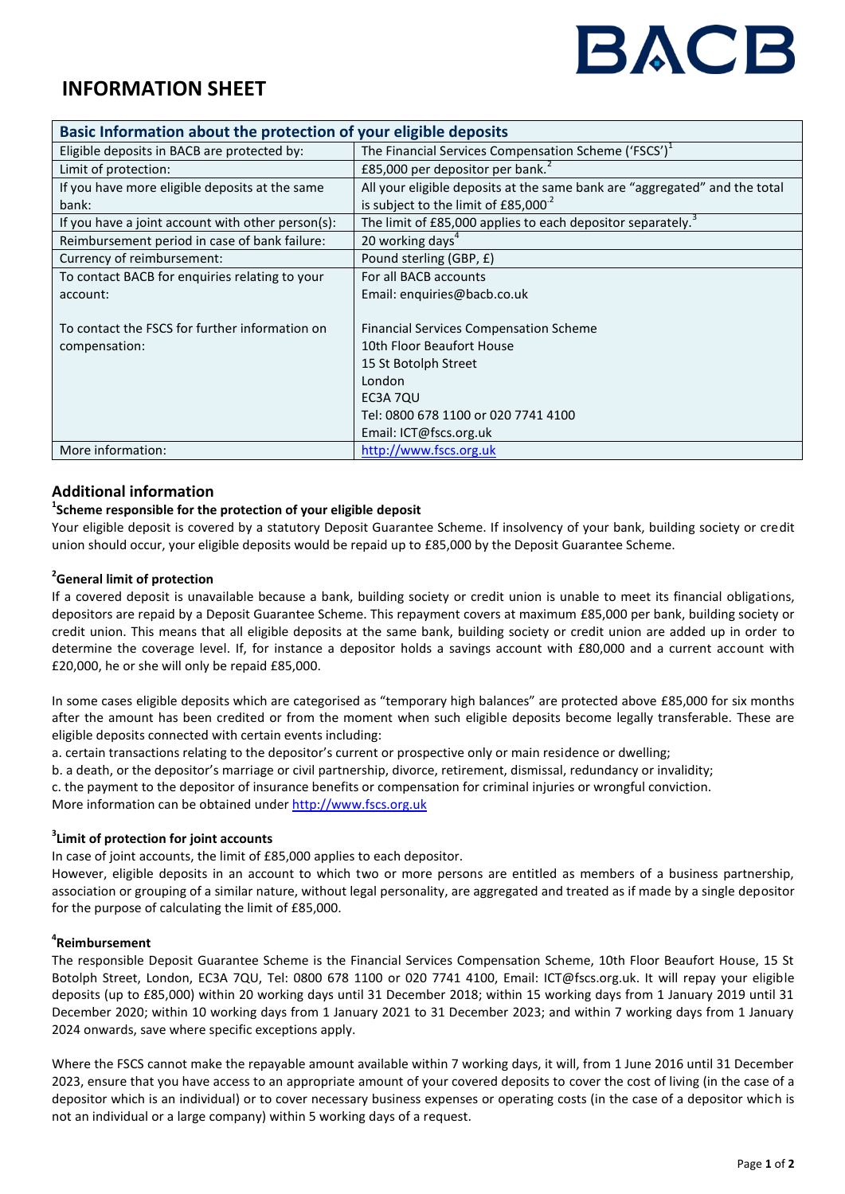BACB

# INFORMATION SHEET

| Basic Information about the protection of your eligible deposits | |
|---|---|
| Eligible deposits in BACB are protected by: | The Financial Services Compensation Scheme ('FSCS')[1] |
| Limit of protection: | £85,000 per depositor per bank.[2] |
| If you have more eligible deposits at the same bank: | All your eligible deposits at the same bank are "aggregated" and the total is subject to the limit of £85,000[2] |
| If you have a joint account with other person(s): | The limit of £85,000 applies to each depositor separately.[3] |
| Reimbursement period in case of bank failure: | 20 working days[4] |
| Currency of reimbursement: | Pound sterling (GBP, £) |
| To contact BACB for enquiries relating to your account: | For all BACB accounts<br>Email: enquiries@bacb.co.uk |
| To contact the FSCS for further information on compensation: | Financial Services Compensation Scheme<br>10th Floor Beaufort House<br>15 St Botolph Street<br>London<br>EC3A 7QU<br>Tel: 0800 678 1100 or 020 7741 4100<br>Email: ICT@fscs.org.uk |
| More information: | http://www.fscs.org.uk |

## Additional information

### [1]Scheme responsible for the protection of your eligible deposit

Your eligible deposit is covered by a statutory Deposit Guarantee Scheme. If insolvency of your bank, building society or credit union should occur, your eligible deposits would be repaid up to £85,000 by the Deposit Guarantee Scheme.

### [2]General limit of protection

If a covered deposit is unavailable because a bank, building society or credit union is unable to meet its financial obligations, depositors are repaid by a Deposit Guarantee Scheme. This repayment covers at maximum £85,000 per bank, building society or credit union. This means that all eligible deposits at the same bank, building society or credit union are added up in order to determine the coverage level. If, for instance a depositor holds a savings account with £80,000 and a current account with £20,000, he or she will only be repaid £85,000.

In some cases eligible deposits which are categorised as "temporary high balances" are protected above £85,000 for six months after the amount has been credited or from the moment when such eligible deposits become legally transferable. These are eligible deposits connected with certain events including:

a. certain transactions relating to the depositor's current or prospective only or main residence or dwelling;
b. a death, or the depositor's marriage or civil partnership, divorce, retirement, dismissal, redundancy or invalidity;
c. the payment to the depositor of insurance benefits or compensation for criminal injuries or wrongful conviction.

More information can be obtained under http://www.fscs.org.uk

### [3]Limit of protection for joint accounts

In case of joint accounts, the limit of £85,000 applies to each depositor.

However, eligible deposits in an account to which two or more persons are entitled as members of a business partnership, association or grouping of a similar nature, without legal personality, are aggregated and treated as if made by a single depositor for the purpose of calculating the limit of £85,000.

### [4]Reimbursement

The responsible Deposit Guarantee Scheme is the Financial Services Compensation Scheme, 10th Floor Beaufort House, 15 St Botolph Street, London, EC3A 7QU, Tel: 0800 678 1100 or 020 7741 4100, Email: ICT@fscs.org.uk. It will repay your eligible deposits (up to £85,000) within 20 working days until 31 December 2018; within 15 working days from 1 January 2019 until 31 December 2020; within 10 working days from 1 January 2021 to 31 December 2023; and within 7 working days from 1 January 2024 onwards, save where specific exceptions apply.

Where the FSCS cannot make the repayable amount available within 7 working days, it will, from 1 June 2016 until 31 December 2023, ensure that you have access to an appropriate amount of your covered deposits to cover the cost of living (in the case of a depositor which is an individual) or to cover necessary business expenses or operating costs (in the case of a depositor which is not an individual or a large company) within 5 working days of a request.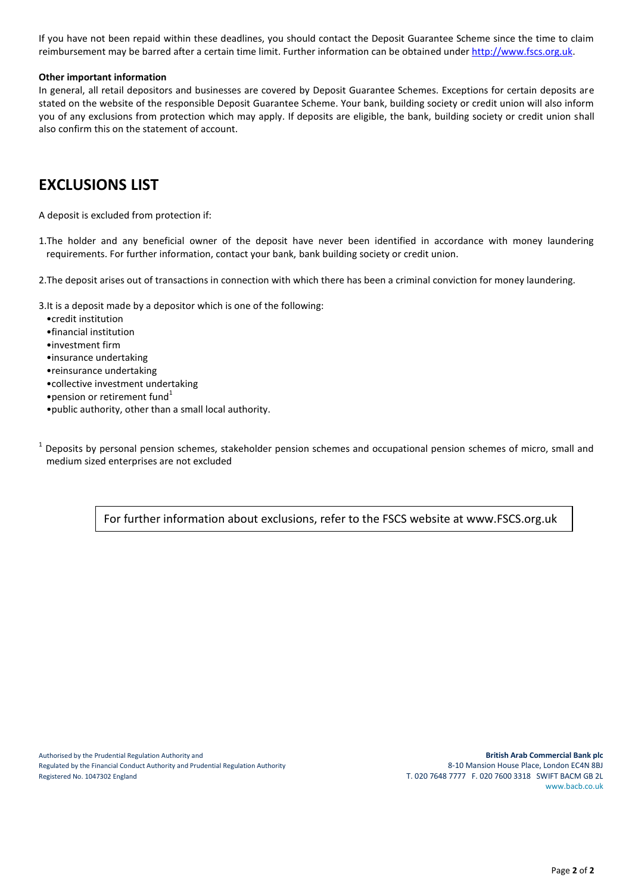If you have not been repaid within these deadlines, you should contact the Deposit Guarantee Scheme since the time to claim reimbursement may be barred after a certain time limit. Further information can be obtained under http://www.fscs.org.uk.

**Other important information**

In general, all retail depositors and businesses are covered by Deposit Guarantee Schemes. Exceptions for certain deposits are stated on the website of the responsible Deposit Guarantee Scheme. Your bank, building society or credit union will also inform you of any exclusions from protection which may apply. If deposits are eligible, the bank, building society or credit union shall also confirm this on the statement of account.

# EXCLUSIONS LIST

A deposit is excluded from protection if:

1. The holder and any beneficial owner of the deposit have never been identified in accordance with money laundering requirements. For further information, contact your bank, bank building society or credit union.

2. The deposit arises out of transactions in connection with which there has been a criminal conviction for money laundering.

3. It is a deposit made by a depositor which is one of the following:
   - credit institution
   - financial institution
   - investment firm
   - insurance undertaking
   - reinsurance undertaking
   - collective investment undertaking
   - pension or retirement fund[1]
   - public authority, other than a small local authority.

[1] Deposits by personal pension schemes, stakeholder pension schemes and occupational pension schemes of micro, small and medium sized enterprises are not excluded

For further information about exclusions, refer to the FSCS website at www.FSCS.org.uk

Authorised by the Prudential Regulation Authority and
Regulated by the Financial Conduct Authority and Prudential Regulation Authority
Registered No. 1047302 England

**British Arab Commercial Bank plc**
8-10 Mansion House Place, London EC4N 8BJ
T. 020 7648 7777 F. 020 7600 3318 SWIFT BACM GB 2L
www.bacb.co.uk